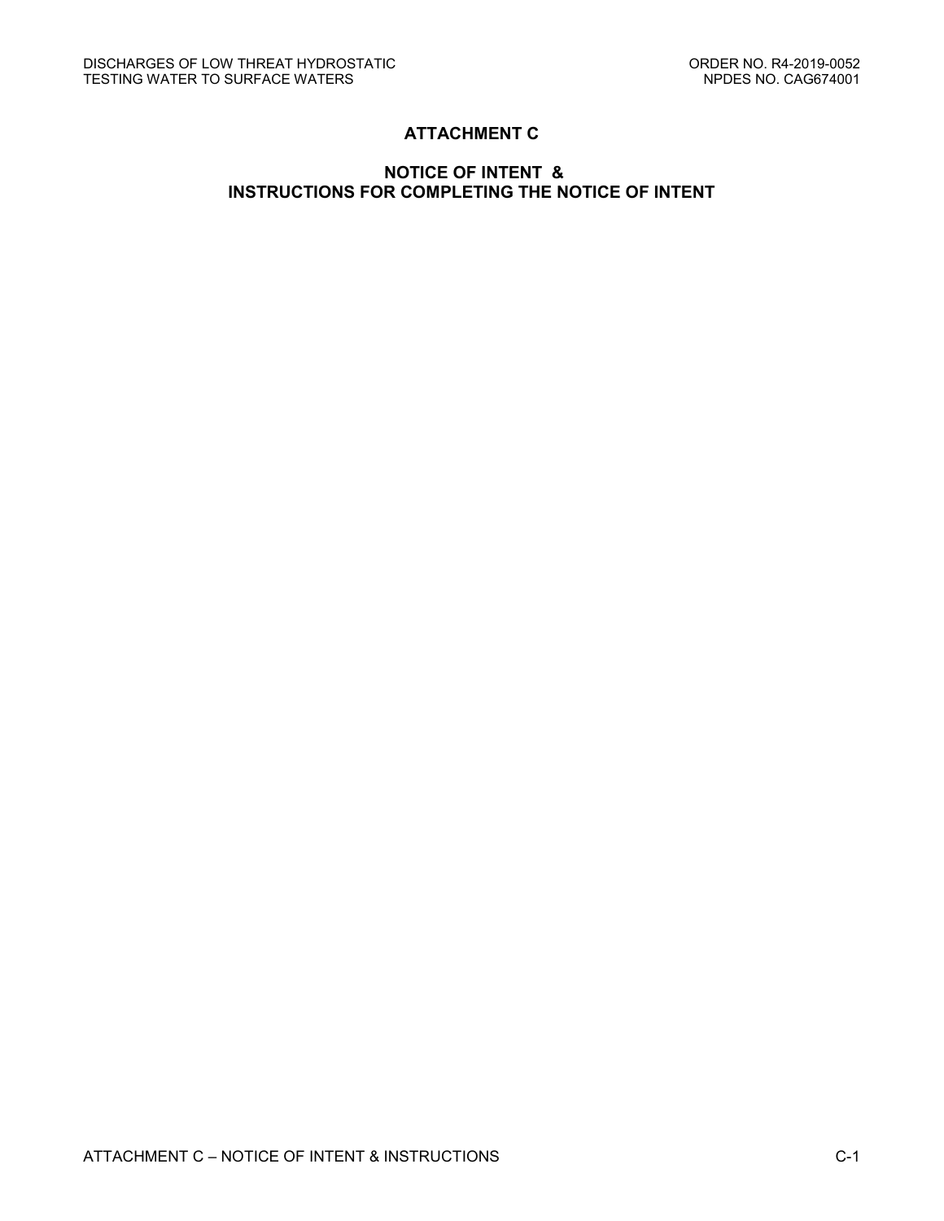# ATTACHMENT C

## NOTICE OF INTENT &
## INSTRUCTIONS FOR COMPLETING THE NOTICE OF INTENT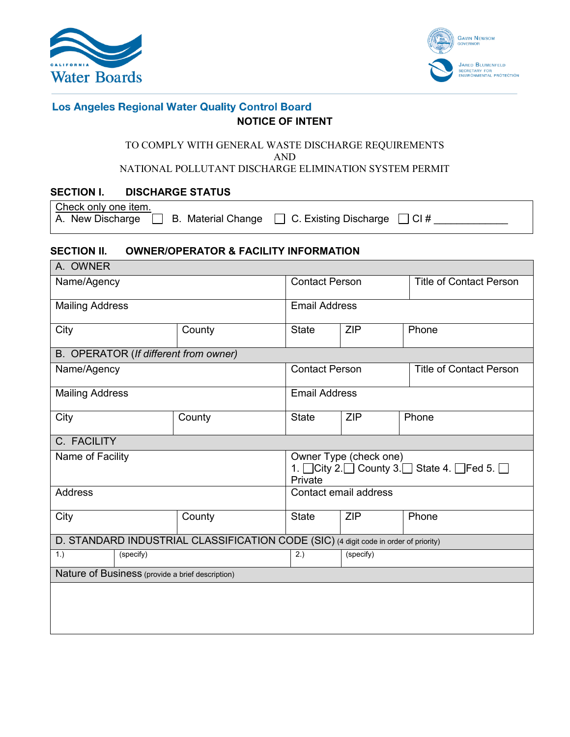California Water Boards

Gavin Newsom, Governor
Jared Blumenfeld, Secretary for Environmental Protection

**Los Angeles Regional Water Quality Control Board**

**NOTICE OF INTENT**

TO COMPLY WITH GENERAL WASTE DISCHARGE REQUIREMENTS
AND
NATIONAL POLLUTANT DISCHARGE ELIMINATION SYSTEM PERMIT

## SECTION I. DISCHARGE STATUS

Check only one item.
A. New Discharge ☐ B. Material Change ☐ C. Existing Discharge ☐ CI # ____________

## SECTION II. OWNER/OPERATOR & FACILITY INFORMATION

| A. OWNER | | | | |
|---|---|---|---|---|
| Name/Agency | | Contact Person | | Title of Contact Person |
| Mailing Address | | Email Address | | |
| City | County | State | ZIP | Phone |
| B. OPERATOR (*If different from owner*) | | | | |
| Name/Agency | | Contact Person | | Title of Contact Person |
| Mailing Address | | Email Address | | |
| City | County | State | ZIP | Phone |
| C. FACILITY | | | | |
| Name of Facility | | Owner Type (check one)<br>1. ☐City 2.☐ County 3.☐ State 4. ☐Fed 5. ☐ Private | | |
| Address | | Contact email address | | |
| City | County | State | ZIP | Phone |

| D. STANDARD INDUSTRIAL CLASSIFICATION CODE (SIC) (4 digit code in order of priority) | | | |
|---|---|---|---|
| 1.) | (specify) | 2.) | (specify) |

| Nature of Business (provide a brief description) |
|---|
| |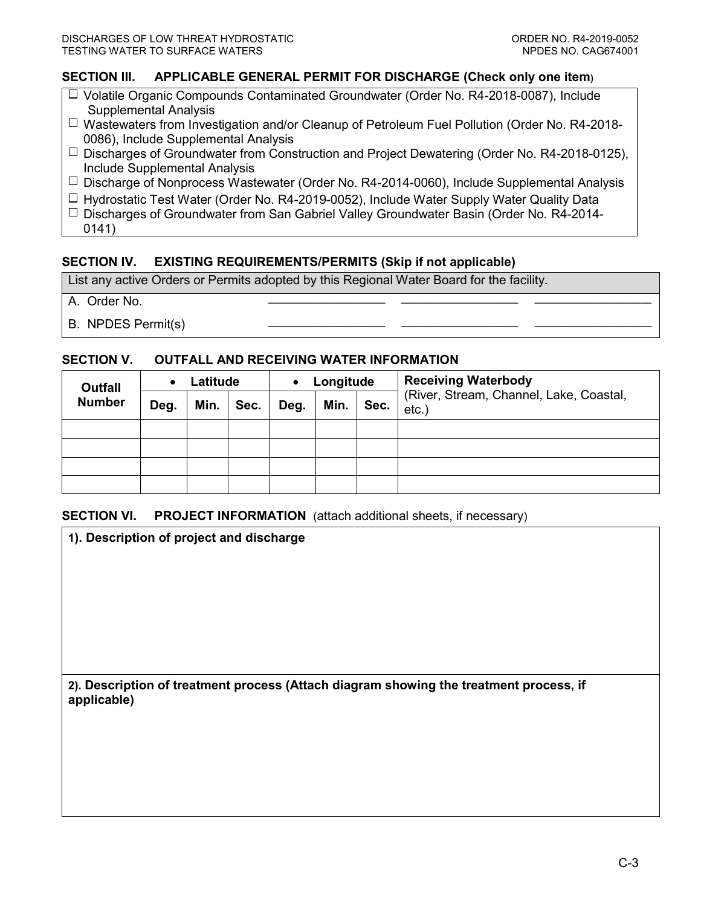## SECTION III. APPLICABLE GENERAL PERMIT FOR DISCHARGE (Check only one item)

- ☐ Volatile Organic Compounds Contaminated Groundwater (Order No. R4-2018-0087), Include Supplemental Analysis
- ☐ Wastewaters from Investigation and/or Cleanup of Petroleum Fuel Pollution (Order No. R4-2018-0086), Include Supplemental Analysis
- ☐ Discharges of Groundwater from Construction and Project Dewatering (Order No. R4-2018-0125), Include Supplemental Analysis
- ☐ Discharge of Nonprocess Wastewater (Order No. R4-2014-0060), Include Supplemental Analysis
- ☐ Hydrostatic Test Water (Order No. R4-2019-0052), Include Water Supply Water Quality Data
- ☐ Discharges of Groundwater from San Gabriel Valley Groundwater Basin (Order No. R4-2014-0141)

## SECTION IV. EXISTING REQUIREMENTS/PERMITS (Skip if not applicable)

List any active Orders or Permits adopted by this Regional Water Board for the facility.

| | | | |
|---|---|---|---|
| A. Order No. | ________________ | ________________ | ________________ |
| B. NPDES Permit(s) | ________________ | ________________ | ________________ |

## SECTION V. OUTFALL AND RECEIVING WATER INFORMATION

| Outfall Number | • Latitude | | | • Longitude | | | Receiving Waterbody (River, Stream, Channel, Lake, Coastal, etc.) |
|---|---|---|---|---|---|---|---|
| | Deg. | Min. | Sec. | Deg. | Min. | Sec. | |
| | | | | | | | |
| | | | | | | | |
| | | | | | | | |
| | | | | | | | |

## SECTION VI. PROJECT INFORMATION (attach additional sheets, if necessary)

**1). Description of project and discharge**

**2). Description of treatment process (Attach diagram showing the treatment process, if applicable)**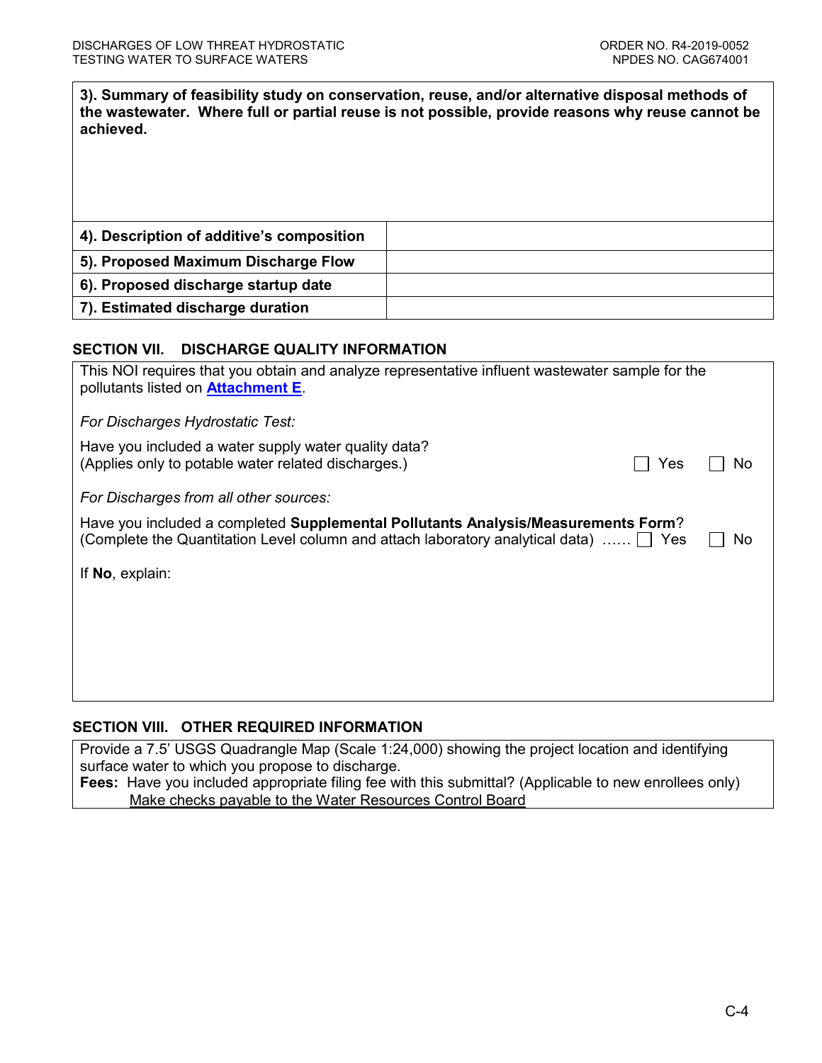**3). Summary of feasibility study on conservation, reuse, and/or alternative disposal methods of the wastewater. Where full or partial reuse is not possible, provide reasons why reuse cannot be achieved.**

| | |
|---|---|
| **4). Description of additive's composition** | |
| **5). Proposed Maximum Discharge Flow** | |
| **6). Proposed discharge startup date** | |
| **7). Estimated discharge duration** | |

## SECTION VII. DISCHARGE QUALITY INFORMATION

This NOI requires that you obtain and analyze representative influent wastewater sample for the pollutants listed on **Attachment E**.

*For Discharges Hydrostatic Test:*

Have you included a water supply water quality data?
(Applies only to potable water related discharges.) ☐ Yes ☐ No

*For Discharges from all other sources:*

Have you included a completed **Supplemental Pollutants Analysis/Measurements Form**?
(Complete the Quantitation Level column and attach laboratory analytical data) …… ☐ Yes ☐ No

If **No**, explain:

## SECTION VIII. OTHER REQUIRED INFORMATION

Provide a 7.5' USGS Quadrangle Map (Scale 1:24,000) showing the project location and identifying surface water to which you propose to discharge.

**Fees:** Have you included appropriate filing fee with this submittal? (Applicable to new enrollees only)
Make checks payable to the Water Resources Control Board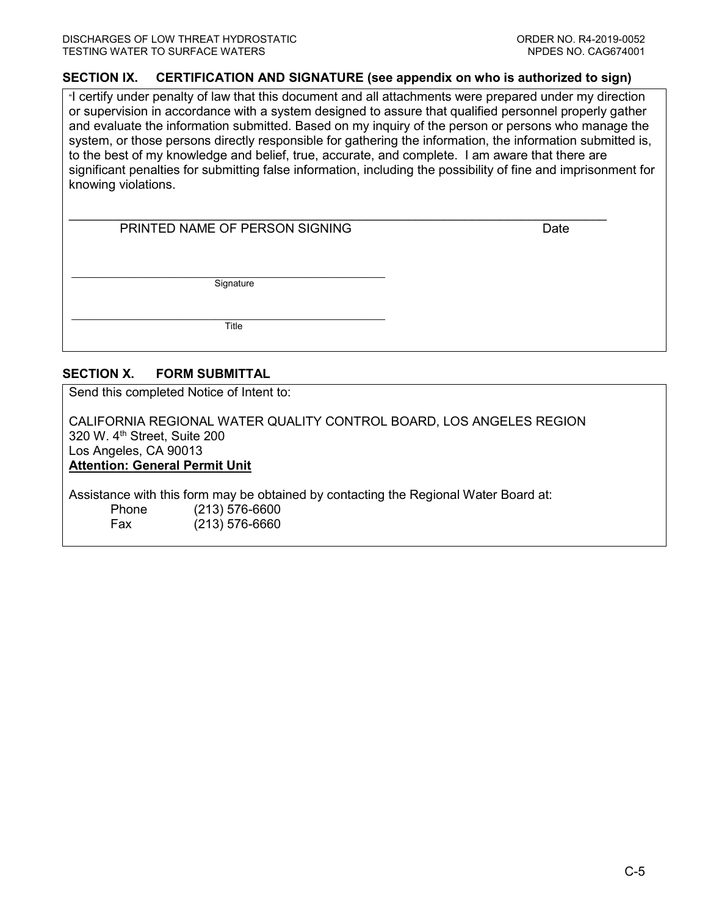## SECTION IX. CERTIFICATION AND SIGNATURE (see appendix on who is authorized to sign)

"I certify under penalty of law that this document and all attachments were prepared under my direction or supervision in accordance with a system designed to assure that qualified personnel properly gather and evaluate the information submitted. Based on my inquiry of the person or persons who manage the system, or those persons directly responsible for gathering the information, the information submitted is, to the best of my knowledge and belief, true, accurate, and complete. I am aware that there are significant penalties for submitting false information, including the possibility of fine and imprisonment for knowing violations.

\_\_\_\_\_\_\_\_\_\_\_\_\_\_\_\_\_\_\_\_\_\_\_\_\_\_\_\_\_\_\_\_\_\_\_\_\_\_\_\_\_\_\_\_\_\_\_\_\_\_\_\_\_\_\_\_\_\_\_\_\_\_\_\_\_\_\_\_\_\_\_\_

PRINTED NAME OF PERSON SIGNING Date

\_\_\_\_\_\_\_\_\_\_\_\_\_\_\_\_\_\_\_\_\_\_\_\_\_\_\_\_\_\_\_\_\_\_\_\_\_\_\_\_\_\_

Signature

\_\_\_\_\_\_\_\_\_\_\_\_\_\_\_\_\_\_\_\_\_\_\_\_\_\_\_\_\_\_\_\_\_\_\_\_\_\_\_\_\_\_

Title

## SECTION X. FORM SUBMITTAL

Send this completed Notice of Intent to:

CALIFORNIA REGIONAL WATER QUALITY CONTROL BOARD, LOS ANGELES REGION
320 W. 4th Street, Suite 200
Los Angeles, CA 90013
**Attention: General Permit Unit**

Assistance with this form may be obtained by contacting the Regional Water Board at:

Phone (213) 576-6600
Fax (213) 576-6660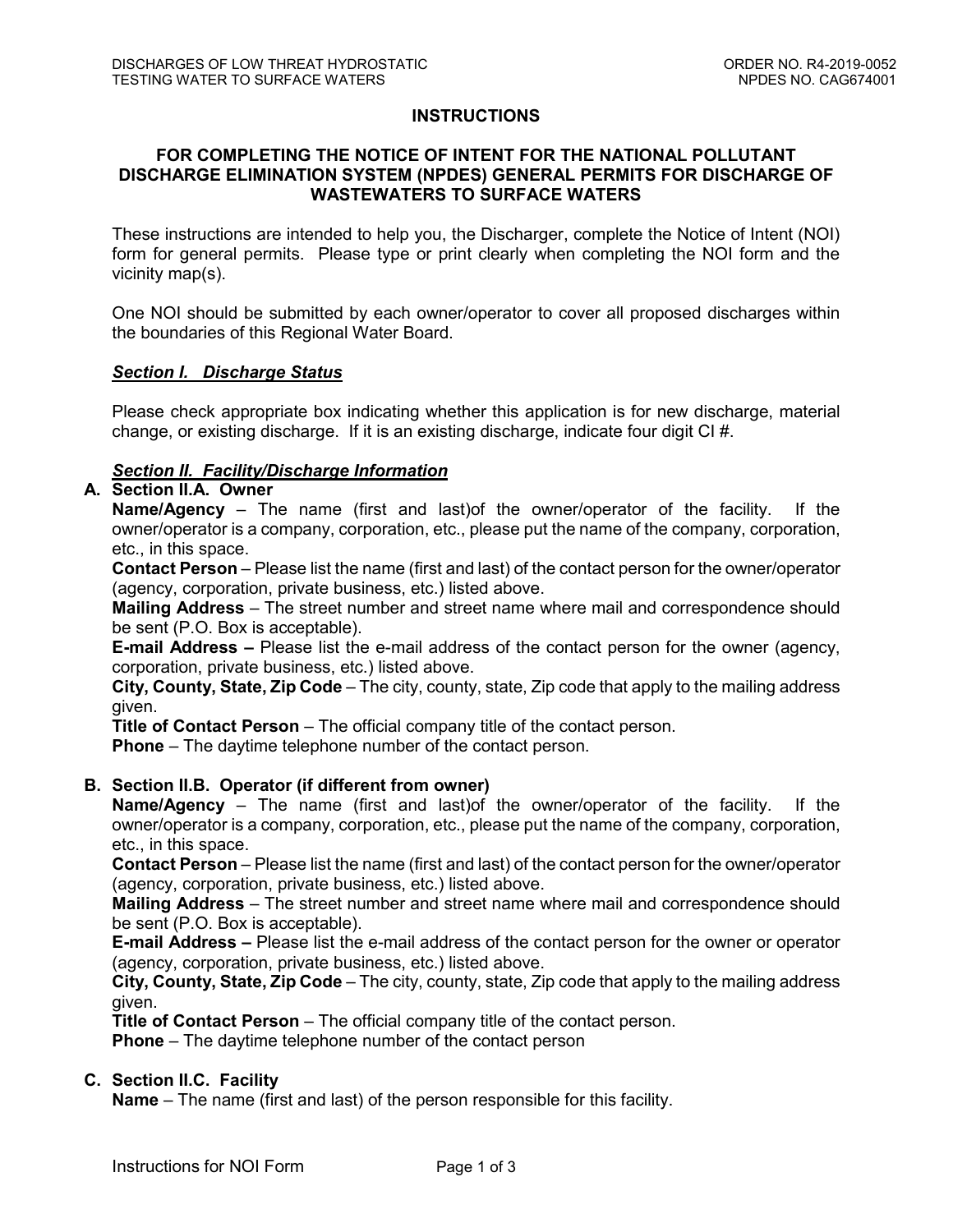# INSTRUCTIONS

## FOR COMPLETING THE NOTICE OF INTENT FOR THE NATIONAL POLLUTANT DISCHARGE ELIMINATION SYSTEM (NPDES) GENERAL PERMITS FOR DISCHARGE OF WASTEWATERS TO SURFACE WATERS

These instructions are intended to help you, the Discharger, complete the Notice of Intent (NOI) form for general permits. Please type or print clearly when completing the NOI form and the vicinity map(s).

One NOI should be submitted by each owner/operator to cover all proposed discharges within the boundaries of this Regional Water Board.

### ***Section I. Discharge Status***

Please check appropriate box indicating whether this application is for new discharge, material change, or existing discharge. If it is an existing discharge, indicate four digit CI #.

### ***Section II. Facility/Discharge Information***

**A. Section II.A. Owner**

**Name/Agency** – The name (first and last)of the owner/operator of the facility. If the owner/operator is a company, corporation, etc., please put the name of the company, corporation, etc., in this space.

**Contact Person** – Please list the name (first and last) of the contact person for the owner/operator (agency, corporation, private business, etc.) listed above.

**Mailing Address** – The street number and street name where mail and correspondence should be sent (P.O. Box is acceptable).

**E-mail Address –** Please list the e-mail address of the contact person for the owner (agency, corporation, private business, etc.) listed above.

**City, County, State, Zip Code** – The city, county, state, Zip code that apply to the mailing address given.

**Title of Contact Person** – The official company title of the contact person.

**Phone** – The daytime telephone number of the contact person.

**B. Section II.B. Operator (if different from owner)**

**Name/Agency** – The name (first and last)of the owner/operator of the facility. If the owner/operator is a company, corporation, etc., please put the name of the company, corporation, etc., in this space.

**Contact Person** – Please list the name (first and last) of the contact person for the owner/operator (agency, corporation, private business, etc.) listed above.

**Mailing Address** – The street number and street name where mail and correspondence should be sent (P.O. Box is acceptable).

**E-mail Address –** Please list the e-mail address of the contact person for the owner or operator (agency, corporation, private business, etc.) listed above.

**City, County, State, Zip Code** – The city, county, state, Zip code that apply to the mailing address given.

**Title of Contact Person** – The official company title of the contact person.

**Phone** – The daytime telephone number of the contact person

**C. Section II.C. Facility**

**Name** – The name (first and last) of the person responsible for this facility.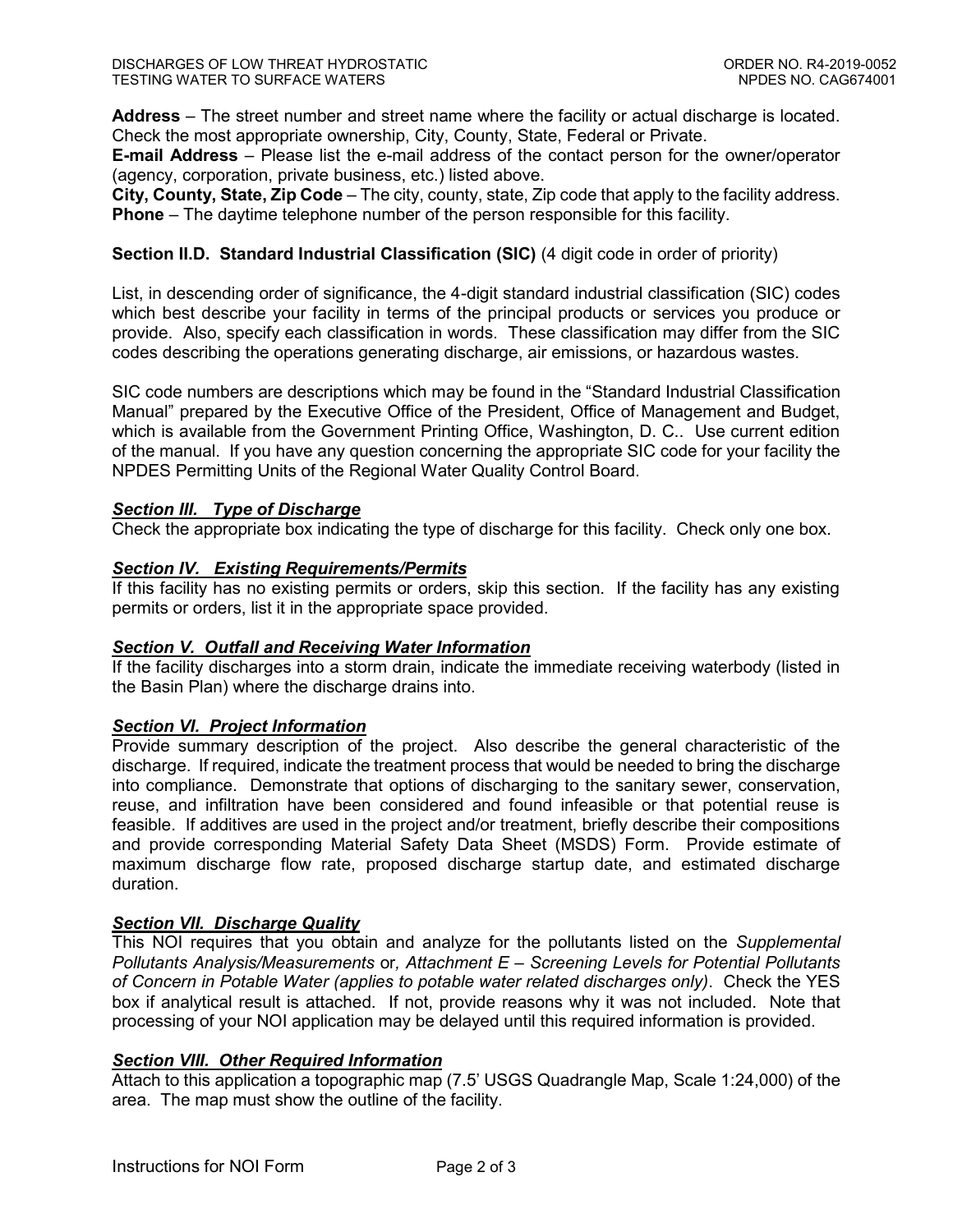**Address** – The street number and street name where the facility or actual discharge is located. Check the most appropriate ownership, City, County, State, Federal or Private.
**E-mail Address** – Please list the e-mail address of the contact person for the owner/operator (agency, corporation, private business, etc.) listed above.
**City, County, State, Zip Code** – The city, county, state, Zip code that apply to the facility address.
**Phone** – The daytime telephone number of the person responsible for this facility.

**Section II.D. Standard Industrial Classification (SIC)** (4 digit code in order of priority)

List, in descending order of significance, the 4-digit standard industrial classification (SIC) codes which best describe your facility in terms of the principal products or services you produce or provide. Also, specify each classification in words. These classification may differ from the SIC codes describing the operations generating discharge, air emissions, or hazardous wastes.

SIC code numbers are descriptions which may be found in the "Standard Industrial Classification Manual" prepared by the Executive Office of the President, Office of Management and Budget, which is available from the Government Printing Office, Washington, D. C.. Use current edition of the manual. If you have any question concerning the appropriate SIC code for your facility the NPDES Permitting Units of the Regional Water Quality Control Board.

***Section III. Type of Discharge***
Check the appropriate box indicating the type of discharge for this facility. Check only one box.

***Section IV. Existing Requirements/Permits***
If this facility has no existing permits or orders, skip this section. If the facility has any existing permits or orders, list it in the appropriate space provided.

***Section V. Outfall and Receiving Water Information***
If the facility discharges into a storm drain, indicate the immediate receiving waterbody (listed in the Basin Plan) where the discharge drains into.

***Section VI. Project Information***
Provide summary description of the project. Also describe the general characteristic of the discharge. If required, indicate the treatment process that would be needed to bring the discharge into compliance. Demonstrate that options of discharging to the sanitary sewer, conservation, reuse, and infiltration have been considered and found infeasible or that potential reuse is feasible. If additives are used in the project and/or treatment, briefly describe their compositions and provide corresponding Material Safety Data Sheet (MSDS) Form. Provide estimate of maximum discharge flow rate, proposed discharge startup date, and estimated discharge duration.

***Section VII. Discharge Quality***
This NOI requires that you obtain and analyze for the pollutants listed on the *Supplemental Pollutants Analysis/Measurements* or*, Attachment E – Screening Levels for Potential Pollutants of Concern in Potable Water (applies to potable water related discharges only)*. Check the YES box if analytical result is attached. If not, provide reasons why it was not included. Note that processing of your NOI application may be delayed until this required information is provided.

***Section VIII. Other Required Information***
Attach to this application a topographic map (7.5' USGS Quadrangle Map, Scale 1:24,000) of the area. The map must show the outline of the facility.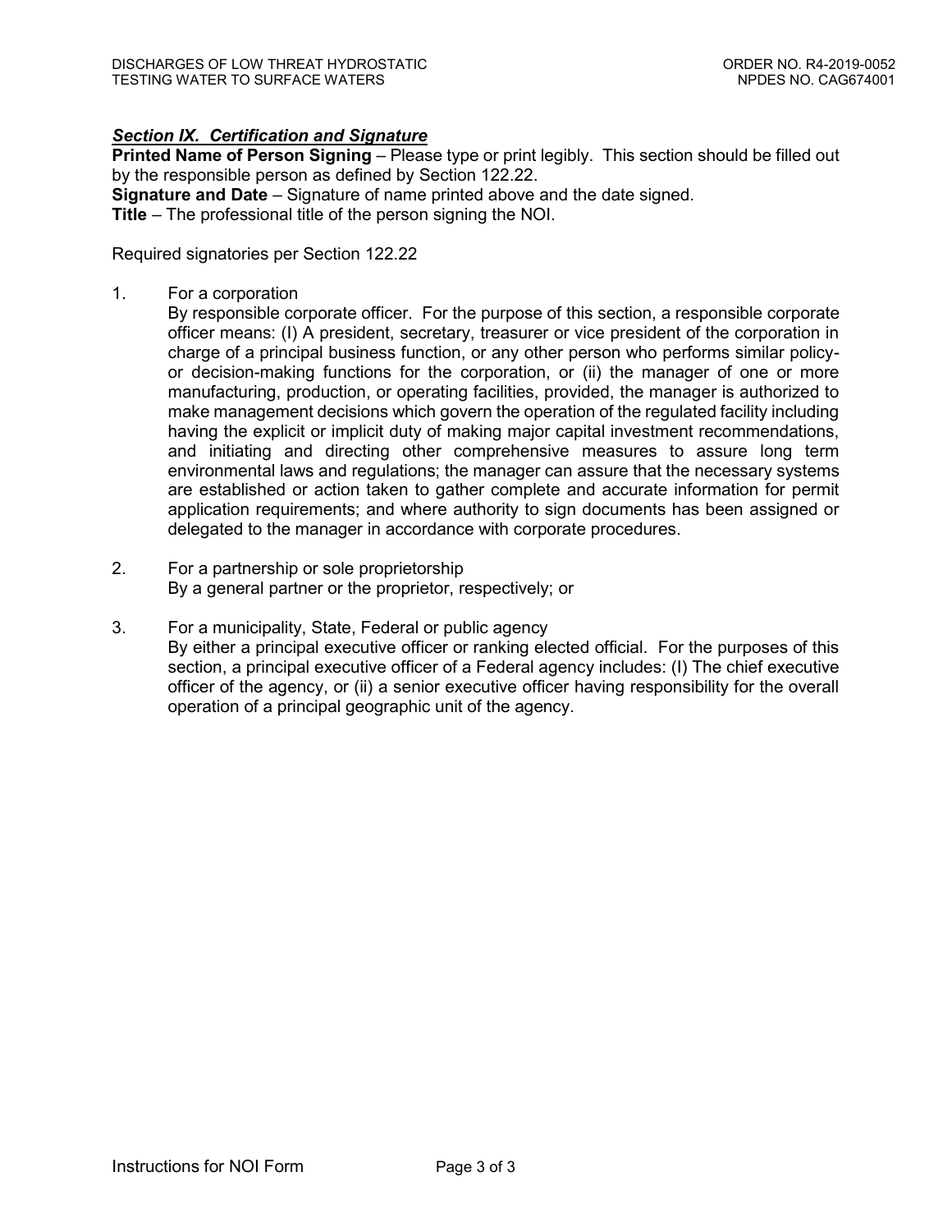### ***Section IX. Certification and Signature***

**Printed Name of Person Signing** – Please type or print legibly. This section should be filled out by the responsible person as defined by Section 122.22.

**Signature and Date** – Signature of name printed above and the date signed.

**Title** – The professional title of the person signing the NOI.

Required signatories per Section 122.22

1. For a corporation

   By responsible corporate officer. For the purpose of this section, a responsible corporate officer means: (I) A president, secretary, treasurer or vice president of the corporation in charge of a principal business function, or any other person who performs similar policy- or decision-making functions for the corporation, or (ii) the manager of one or more manufacturing, production, or operating facilities, provided, the manager is authorized to make management decisions which govern the operation of the regulated facility including having the explicit or implicit duty of making major capital investment recommendations, and initiating and directing other comprehensive measures to assure long term environmental laws and regulations; the manager can assure that the necessary systems are established or action taken to gather complete and accurate information for permit application requirements; and where authority to sign documents has been assigned or delegated to the manager in accordance with corporate procedures.

2. For a partnership or sole proprietorship

   By a general partner or the proprietor, respectively; or

3. For a municipality, State, Federal or public agency

   By either a principal executive officer or ranking elected official. For the purposes of this section, a principal executive officer of a Federal agency includes: (I) The chief executive officer of the agency, or (ii) a senior executive officer having responsibility for the overall operation of a principal geographic unit of the agency.